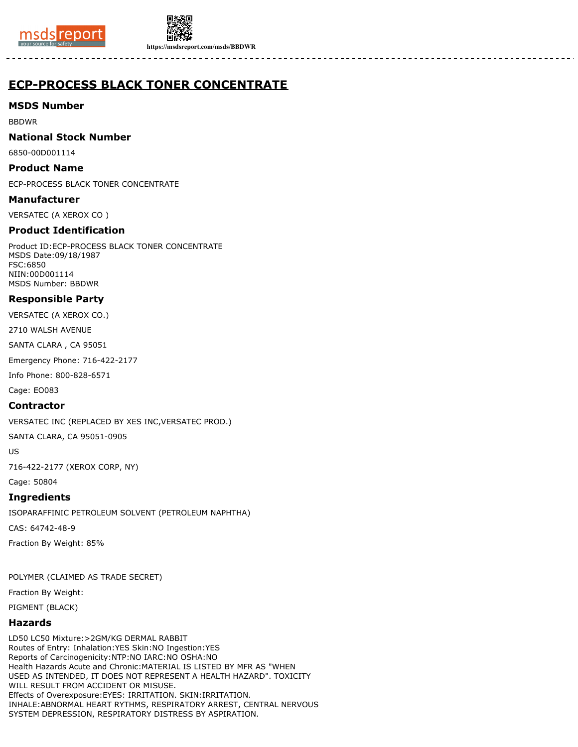# ECP-PROCESS BLACK TONER CONCENTRATE

## MSDS Number

BBDWR

## National Stock Number

6850-00D001114

## Product Name

ECP-PROCESS BLACK TONER CONCENTRATE

## Manufacturer

VERSATEC (A XEROX CO )

## Product Identification

Product ID:ECP-PROCESS BLACK TONER CONCENTRATE
MSDS Date:09/18/1987
FSC:6850
NIIN:00D001114
MSDS Number: BBDWR

## Responsible Party

VERSATEC (A XEROX CO.)

2710 WALSH AVENUE

SANTA CLARA , CA 95051

Emergency Phone: 716-422-2177

Info Phone: 800-828-6571

Cage: EO083

## Contractor

VERSATEC INC (REPLACED BY XES INC,VERSATEC PROD.)

SANTA CLARA, CA 95051-0905

US

716-422-2177 (XEROX CORP, NY)

Cage: 50804

## Ingredients

ISOPARAFFINIC PETROLEUM SOLVENT (PETROLEUM NAPHTHA)

CAS: 64742-48-9

Fraction By Weight: 85%

POLYMER (CLAIMED AS TRADE SECRET)

Fraction By Weight:

PIGMENT (BLACK)

## Hazards

LD50 LC50 Mixture:>2GM/KG DERMAL RABBIT
Routes of Entry: Inhalation:YES Skin:NO Ingestion:YES
Reports of Carcinogenicity:NTP:NO IARC:NO OSHA:NO
Health Hazards Acute and Chronic:MATERIAL IS LISTED BY MFR AS "WHEN USED AS INTENDED, IT DOES NOT REPRESENT A HEALTH HAZARD". TOXICITY WILL RESULT FROM ACCIDENT OR MISUSE.
Effects of Overexposure:EYES: IRRITATION. SKIN:IRRITATION. INHALE:ABNORMAL HEART RYTHMS, RESPIRATORY ARREST, CENTRAL NERVOUS SYSTEM DEPRESSION, RESPIRATORY DISTRESS BY ASPIRATION.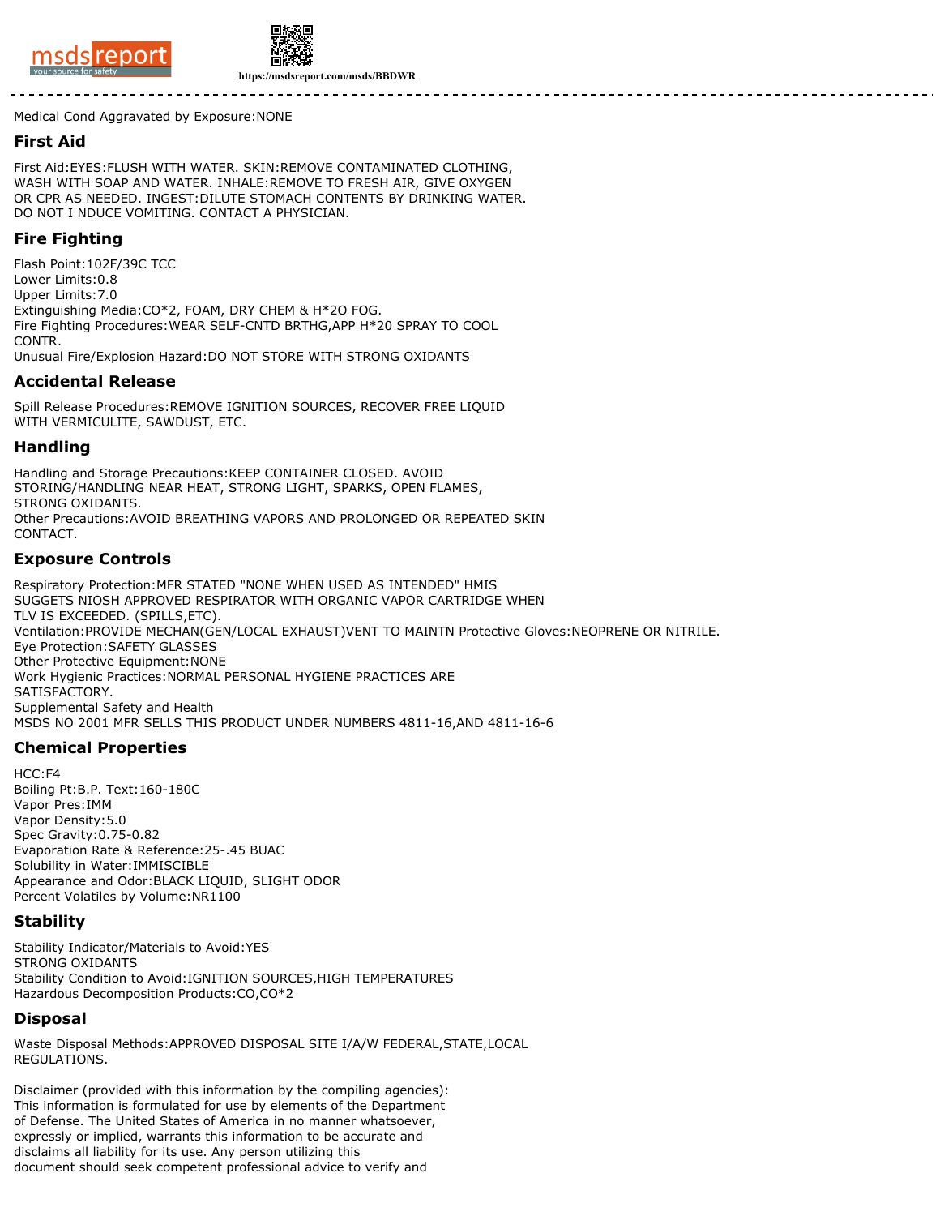Medical Cond Aggravated by Exposure:NONE

## First Aid

First Aid:EYES:FLUSH WITH WATER. SKIN:REMOVE CONTAMINATED CLOTHING, WASH WITH SOAP AND WATER. INHALE:REMOVE TO FRESH AIR, GIVE OXYGEN OR CPR AS NEEDED. INGEST:DILUTE STOMACH CONTENTS BY DRINKING WATER. DO NOT I NDUCE VOMITING. CONTACT A PHYSICIAN.

## Fire Fighting

Flash Point:102F/39C TCC
Lower Limits:0.8
Upper Limits:7.0
Extinguishing Media:CO*2, FOAM, DRY CHEM & H*2O FOG.
Fire Fighting Procedures:WEAR SELF-CNTD BRTHG,APP H*20 SPRAY TO COOL CONTR.
Unusual Fire/Explosion Hazard:DO NOT STORE WITH STRONG OXIDANTS

## Accidental Release

Spill Release Procedures:REMOVE IGNITION SOURCES, RECOVER FREE LIQUID WITH VERMICULITE, SAWDUST, ETC.

## Handling

Handling and Storage Precautions:KEEP CONTAINER CLOSED. AVOID STORING/HANDLING NEAR HEAT, STRONG LIGHT, SPARKS, OPEN FLAMES, STRONG OXIDANTS.
Other Precautions:AVOID BREATHING VAPORS AND PROLONGED OR REPEATED SKIN CONTACT.

## Exposure Controls

Respiratory Protection:MFR STATED "NONE WHEN USED AS INTENDED" HMIS SUGGETS NIOSH APPROVED RESPIRATOR WITH ORGANIC VAPOR CARTRIDGE WHEN TLV IS EXCEEDED. (SPILLS,ETC).
Ventilation:PROVIDE MECHAN(GEN/LOCAL EXHAUST)VENT TO MAINTN Protective Gloves:NEOPRENE OR NITRILE.
Eye Protection:SAFETY GLASSES
Other Protective Equipment:NONE
Work Hygienic Practices:NORMAL PERSONAL HYGIENE PRACTICES ARE SATISFACTORY.
Supplemental Safety and Health
MSDS NO 2001 MFR SELLS THIS PRODUCT UNDER NUMBERS 4811-16,AND 4811-16-6

## Chemical Properties

HCC:F4
Boiling Pt:B.P. Text:160-180C
Vapor Pres:IMM
Vapor Density:5.0
Spec Gravity:0.75-0.82
Evaporation Rate & Reference:25-.45 BUAC
Solubility in Water:IMMISCIBLE
Appearance and Odor:BLACK LIQUID, SLIGHT ODOR
Percent Volatiles by Volume:NR1100

## Stability

Stability Indicator/Materials to Avoid:YES
STRONG OXIDANTS
Stability Condition to Avoid:IGNITION SOURCES,HIGH TEMPERATURES
Hazardous Decomposition Products:CO,CO*2

## Disposal

Waste Disposal Methods:APPROVED DISPOSAL SITE I/A/W FEDERAL,STATE,LOCAL REGULATIONS.

Disclaimer (provided with this information by the compiling agencies): This information is formulated for use by elements of the Department of Defense. The United States of America in no manner whatsoever, expressly or implied, warrants this information to be accurate and disclaims all liability for its use. Any person utilizing this document should seek competent professional advice to verify and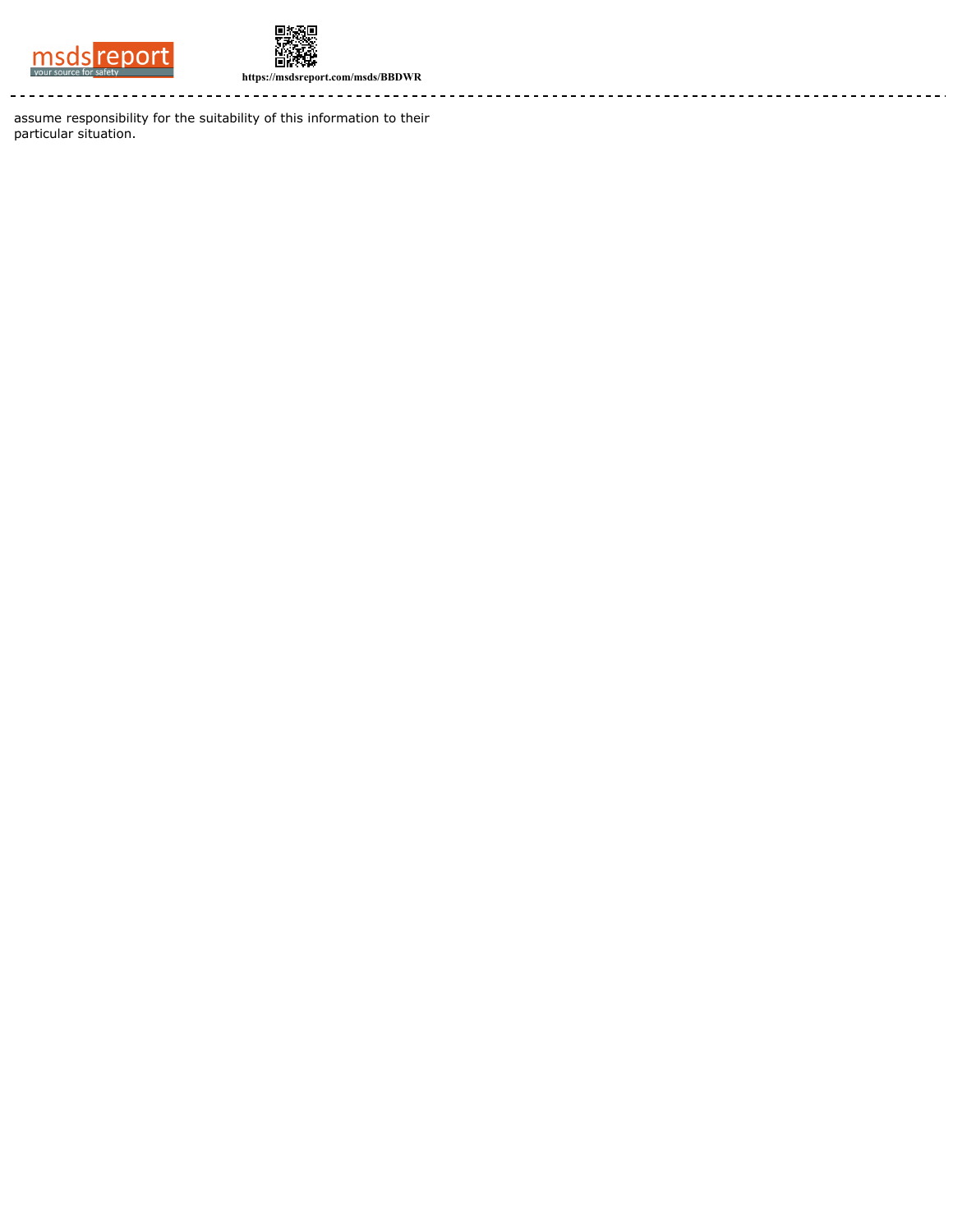assume responsibility for the suitability of this information to their particular situation.